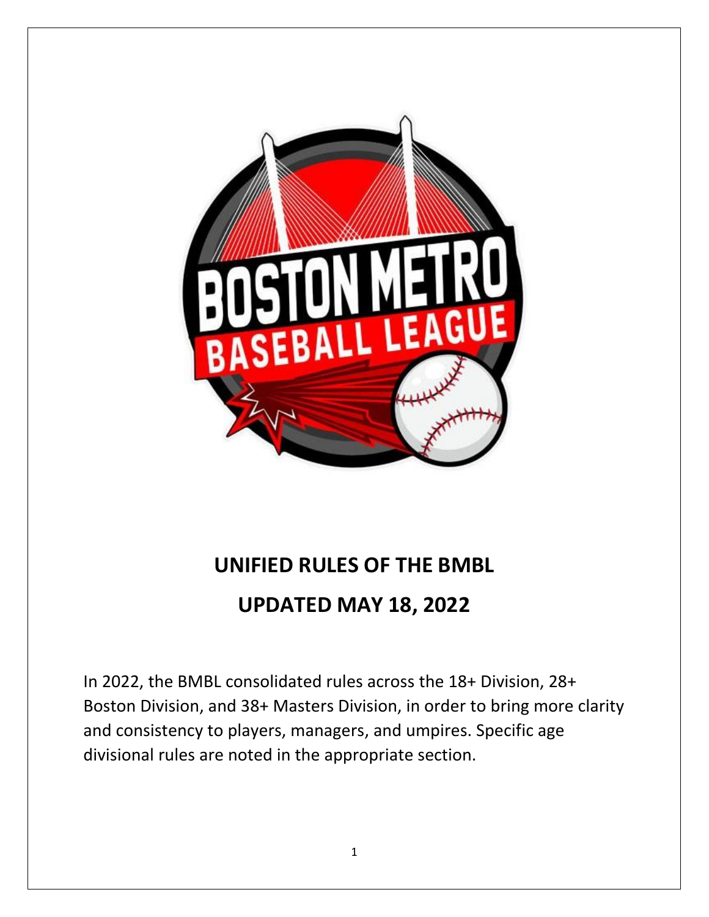# UNIFIED RULES OF THE BMBL

# UPDATED MAY 18, 2022

In 2022, the BMBL consolidated rules across the 18+ Division, 28+ Boston Division, and 38+ Masters Division, in order to bring more clarity and consistency to players, managers, and umpires. Specific age divisional rules are noted in the appropriate section.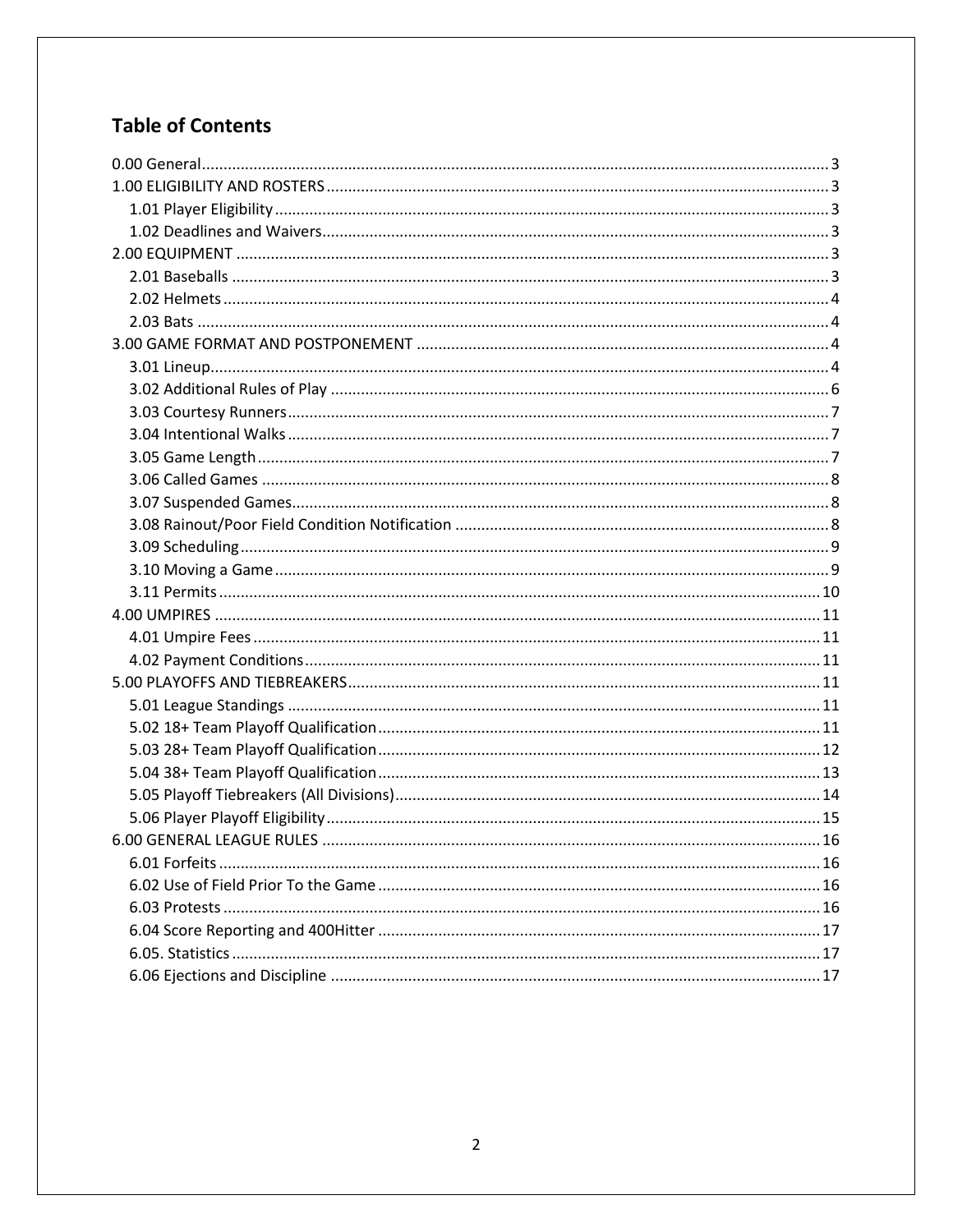## Table of Contents

- 0.00 General ..... 3
- 1.00 ELIGIBILITY AND ROSTERS ..... 3
  - 1.01 Player Eligibility ..... 3
  - 1.02 Deadlines and Waivers ..... 3
- 2.00 EQUIPMENT ..... 3
  - 2.01 Baseballs ..... 3
  - 2.02 Helmets ..... 4
  - 2.03 Bats ..... 4
- 3.00 GAME FORMAT AND POSTPONEMENT ..... 4
  - 3.01 Lineup ..... 4
  - 3.02 Additional Rules of Play ..... 6
  - 3.03 Courtesy Runners ..... 7
  - 3.04 Intentional Walks ..... 7
  - 3.05 Game Length ..... 7
  - 3.06 Called Games ..... 8
  - 3.07 Suspended Games ..... 8
  - 3.08 Rainout/Poor Field Condition Notification ..... 8
  - 3.09 Scheduling ..... 9
  - 3.10 Moving a Game ..... 9
  - 3.11 Permits ..... 10
- 4.00 UMPIRES ..... 11
  - 4.01 Umpire Fees ..... 11
  - 4.02 Payment Conditions ..... 11
- 5.00 PLAYOFFS AND TIEBREAKERS ..... 11
  - 5.01 League Standings ..... 11
  - 5.02 18+ Team Playoff Qualification ..... 11
  - 5.03 28+ Team Playoff Qualification ..... 12
  - 5.04 38+ Team Playoff Qualification ..... 13
  - 5.05 Playoff Tiebreakers (All Divisions) ..... 14
  - 5.06 Player Playoff Eligibility ..... 15
- 6.00 GENERAL LEAGUE RULES ..... 16
  - 6.01 Forfeits ..... 16
  - 6.02 Use of Field Prior To the Game ..... 16
  - 6.03 Protests ..... 16
  - 6.04 Score Reporting and 400Hitter ..... 17
  - 6.05. Statistics ..... 17
  - 6.06 Ejections and Discipline ..... 17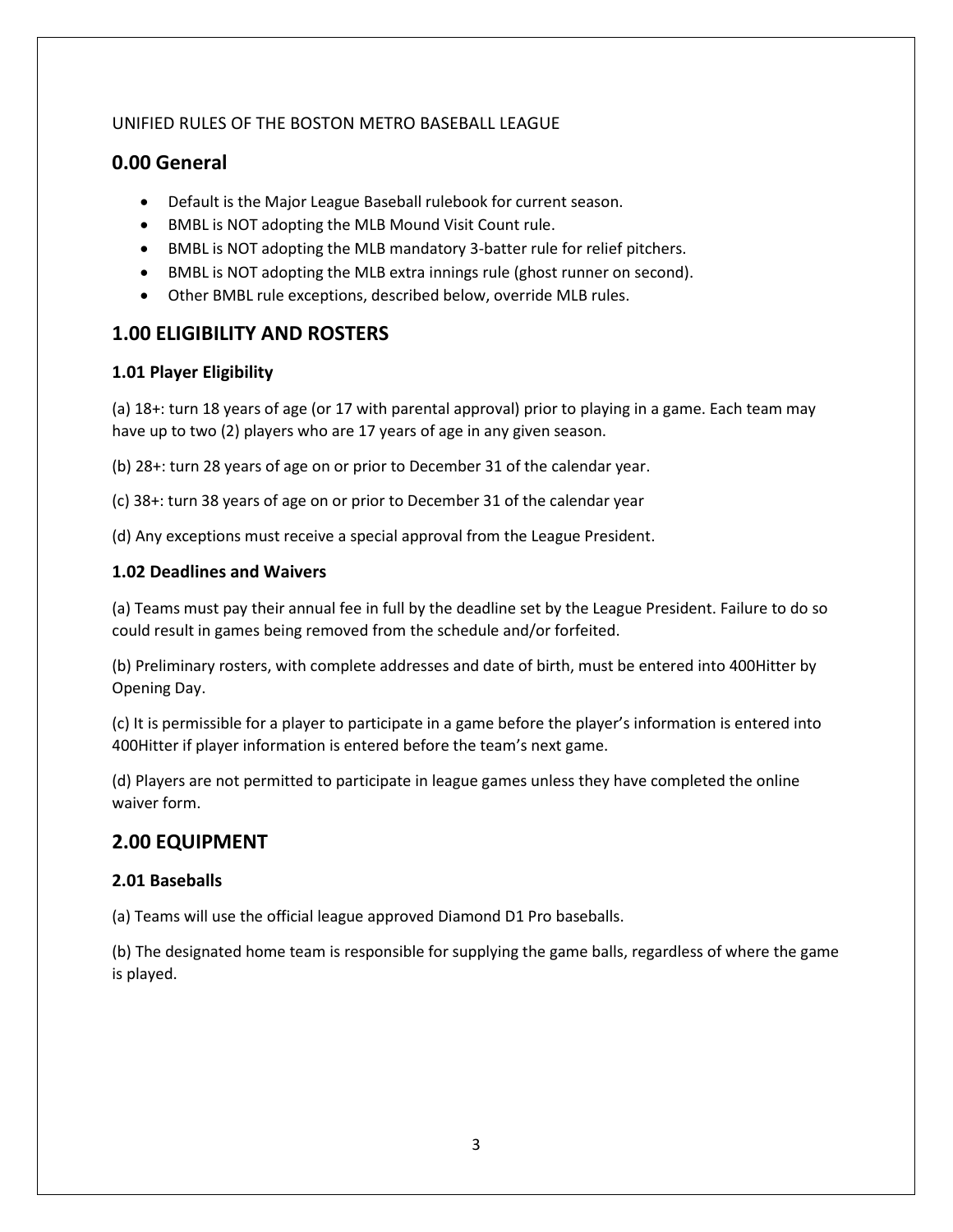UNIFIED RULES OF THE BOSTON METRO BASEBALL LEAGUE

# 0.00 General

- Default is the Major League Baseball rulebook for current season.
- BMBL is NOT adopting the MLB Mound Visit Count rule.
- BMBL is NOT adopting the MLB mandatory 3-batter rule for relief pitchers.
- BMBL is NOT adopting the MLB extra innings rule (ghost runner on second).
- Other BMBL rule exceptions, described below, override MLB rules.

# 1.00 ELIGIBILITY AND ROSTERS

## 1.01 Player Eligibility

(a) 18+: turn 18 years of age (or 17 with parental approval) prior to playing in a game. Each team may have up to two (2) players who are 17 years of age in any given season.

(b) 28+: turn 28 years of age on or prior to December 31 of the calendar year.

(c) 38+: turn 38 years of age on or prior to December 31 of the calendar year

(d) Any exceptions must receive a special approval from the League President.

## 1.02 Deadlines and Waivers

(a) Teams must pay their annual fee in full by the deadline set by the League President. Failure to do so could result in games being removed from the schedule and/or forfeited.

(b) Preliminary rosters, with complete addresses and date of birth, must be entered into 400Hitter by Opening Day.

(c) It is permissible for a player to participate in a game before the player's information is entered into 400Hitter if player information is entered before the team's next game.

(d) Players are not permitted to participate in league games unless they have completed the online waiver form.

# 2.00 EQUIPMENT

## 2.01 Baseballs

(a) Teams will use the official league approved Diamond D1 Pro baseballs.

(b) The designated home team is responsible for supplying the game balls, regardless of where the game is played.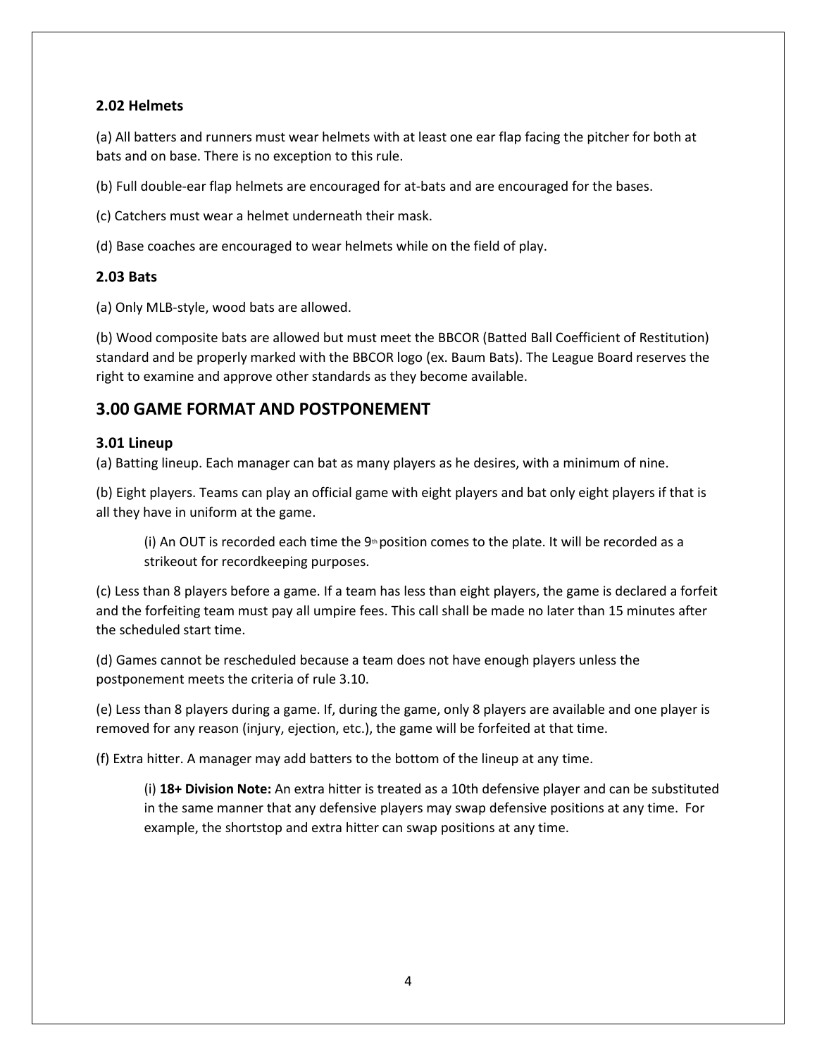### 2.02 Helmets

(a) All batters and runners must wear helmets with at least one ear flap facing the pitcher for both at bats and on base. There is no exception to this rule.

(b) Full double-ear flap helmets are encouraged for at-bats and are encouraged for the bases.

(c) Catchers must wear a helmet underneath their mask.

(d) Base coaches are encouraged to wear helmets while on the field of play.

### 2.03 Bats

(a) Only MLB-style, wood bats are allowed.

(b) Wood composite bats are allowed but must meet the BBCOR (Batted Ball Coefficient of Restitution) standard and be properly marked with the BBCOR logo (ex. Baum Bats). The League Board reserves the right to examine and approve other standards as they become available.

## 3.00 GAME FORMAT AND POSTPONEMENT

### 3.01 Lineup

(a) Batting lineup. Each manager can bat as many players as he desires, with a minimum of nine.

(b) Eight players. Teams can play an official game with eight players and bat only eight players if that is all they have in uniform at the game.

> (i) An OUT is recorded each time the 9th position comes to the plate. It will be recorded as a strikeout for recordkeeping purposes.

(c) Less than 8 players before a game. If a team has less than eight players, the game is declared a forfeit and the forfeiting team must pay all umpire fees. This call shall be made no later than 15 minutes after the scheduled start time.

(d) Games cannot be rescheduled because a team does not have enough players unless the postponement meets the criteria of rule 3.10.

(e) Less than 8 players during a game. If, during the game, only 8 players are available and one player is removed for any reason (injury, ejection, etc.), the game will be forfeited at that time.

(f) Extra hitter. A manager may add batters to the bottom of the lineup at any time.

> (i) **18+ Division Note:** An extra hitter is treated as a 10th defensive player and can be substituted in the same manner that any defensive players may swap defensive positions at any time. For example, the shortstop and extra hitter can swap positions at any time.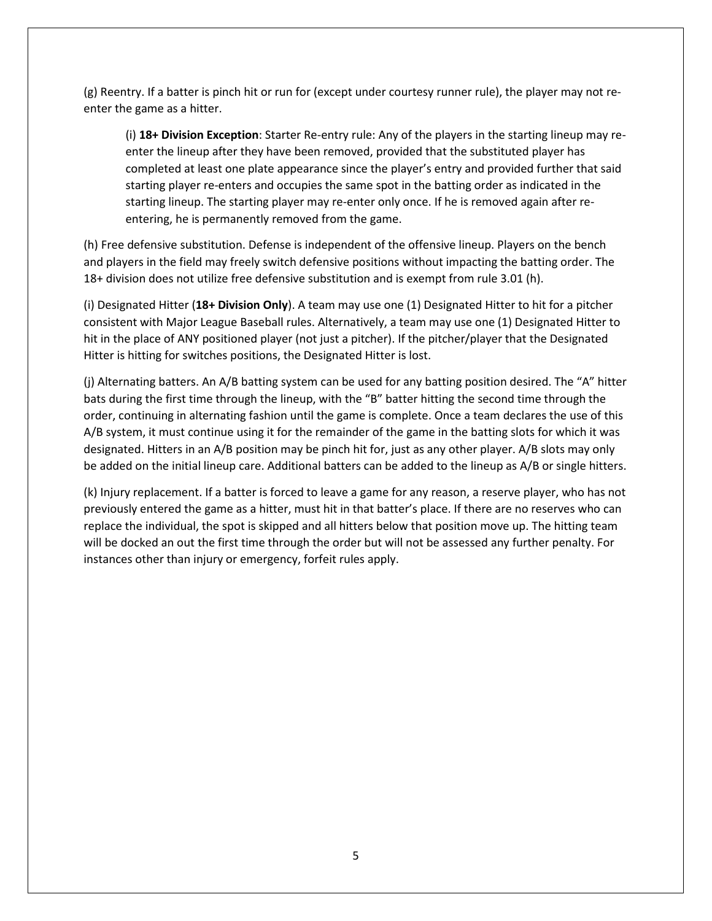(g) Reentry. If a batter is pinch hit or run for (except under courtesy runner rule), the player may not re-enter the game as a hitter.

> (i) **18+ Division Exception**: Starter Re-entry rule: Any of the players in the starting lineup may re-enter the lineup after they have been removed, provided that the substituted player has completed at least one plate appearance since the player's entry and provided further that said starting player re-enters and occupies the same spot in the batting order as indicated in the starting lineup. The starting player may re-enter only once. If he is removed again after re-entering, he is permanently removed from the game.

(h) Free defensive substitution. Defense is independent of the offensive lineup. Players on the bench and players in the field may freely switch defensive positions without impacting the batting order. The 18+ division does not utilize free defensive substitution and is exempt from rule 3.01 (h).

(i) Designated Hitter (**18+ Division Only**). A team may use one (1) Designated Hitter to hit for a pitcher consistent with Major League Baseball rules. Alternatively, a team may use one (1) Designated Hitter to hit in the place of ANY positioned player (not just a pitcher). If the pitcher/player that the Designated Hitter is hitting for switches positions, the Designated Hitter is lost.

(j) Alternating batters. An A/B batting system can be used for any batting position desired. The "A" hitter bats during the first time through the lineup, with the "B" batter hitting the second time through the order, continuing in alternating fashion until the game is complete. Once a team declares the use of this A/B system, it must continue using it for the remainder of the game in the batting slots for which it was designated. Hitters in an A/B position may be pinch hit for, just as any other player. A/B slots may only be added on the initial lineup care. Additional batters can be added to the lineup as A/B or single hitters.

(k) Injury replacement. If a batter is forced to leave a game for any reason, a reserve player, who has not previously entered the game as a hitter, must hit in that batter's place. If there are no reserves who can replace the individual, the spot is skipped and all hitters below that position move up. The hitting team will be docked an out the first time through the order but will not be assessed any further penalty. For instances other than injury or emergency, forfeit rules apply.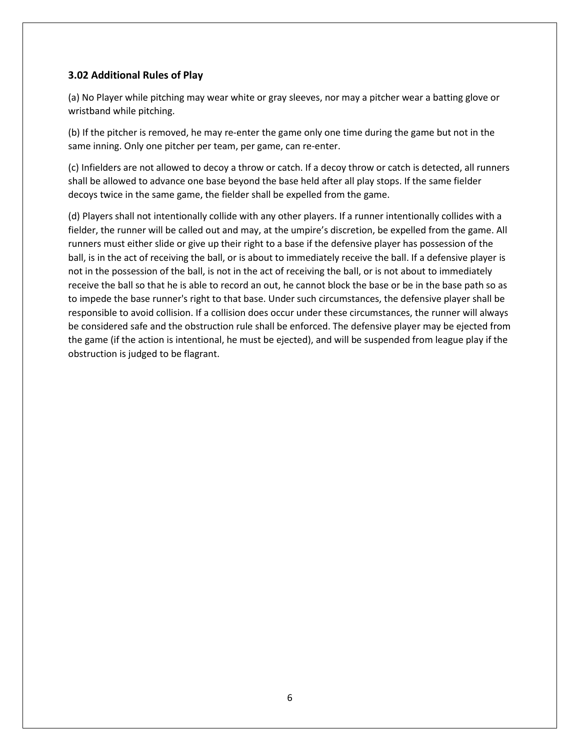### 3.02 Additional Rules of Play

(a) No Player while pitching may wear white or gray sleeves, nor may a pitcher wear a batting glove or wristband while pitching.

(b) If the pitcher is removed, he may re-enter the game only one time during the game but not in the same inning. Only one pitcher per team, per game, can re-enter.

(c) Infielders are not allowed to decoy a throw or catch. If a decoy throw or catch is detected, all runners shall be allowed to advance one base beyond the base held after all play stops. If the same fielder decoys twice in the same game, the fielder shall be expelled from the game.

(d) Players shall not intentionally collide with any other players. If a runner intentionally collides with a fielder, the runner will be called out and may, at the umpire's discretion, be expelled from the game. All runners must either slide or give up their right to a base if the defensive player has possession of the ball, is in the act of receiving the ball, or is about to immediately receive the ball. If a defensive player is not in the possession of the ball, is not in the act of receiving the ball, or is not about to immediately receive the ball so that he is able to record an out, he cannot block the base or be in the base path so as to impede the base runner's right to that base. Under such circumstances, the defensive player shall be responsible to avoid collision. If a collision does occur under these circumstances, the runner will always be considered safe and the obstruction rule shall be enforced. The defensive player may be ejected from the game (if the action is intentional, he must be ejected), and will be suspended from league play if the obstruction is judged to be flagrant.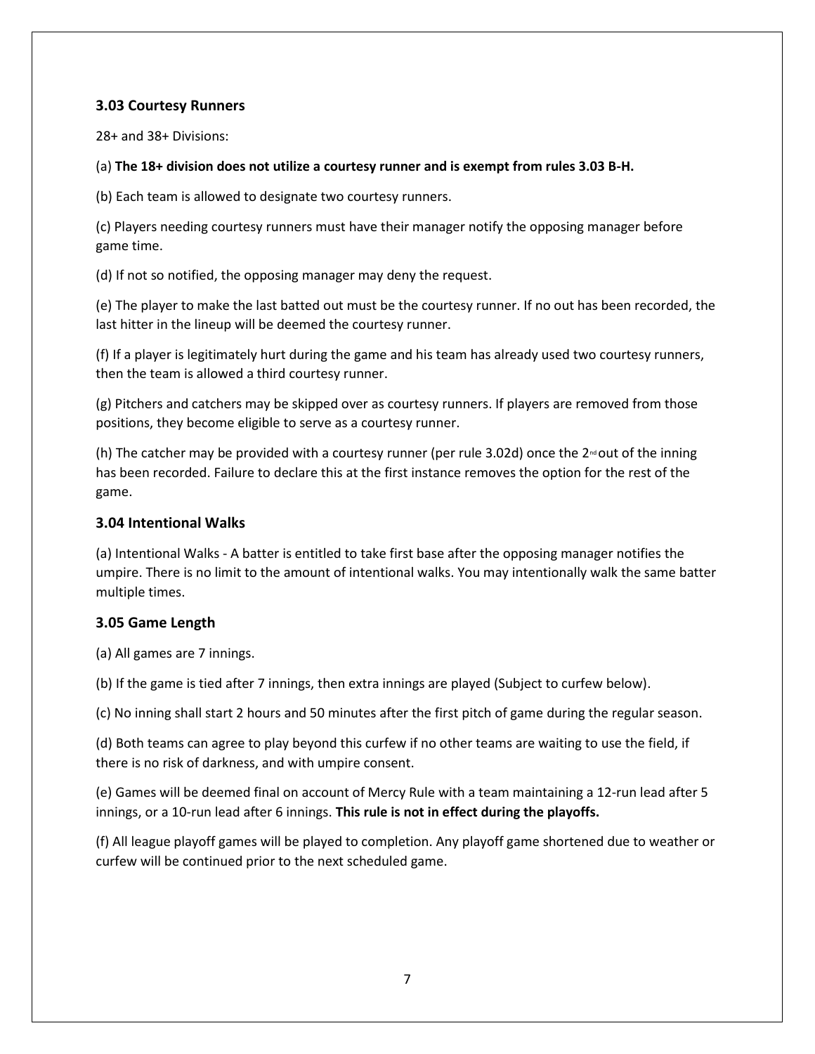### 3.03 Courtesy Runners

28+ and 38+ Divisions:

(a) **The 18+ division does not utilize a courtesy runner and is exempt from rules 3.03 B-H.**

(b) Each team is allowed to designate two courtesy runners.

(c) Players needing courtesy runners must have their manager notify the opposing manager before game time.

(d) If not so notified, the opposing manager may deny the request.

(e) The player to make the last batted out must be the courtesy runner. If no out has been recorded, the last hitter in the lineup will be deemed the courtesy runner.

(f) If a player is legitimately hurt during the game and his team has already used two courtesy runners, then the team is allowed a third courtesy runner.

(g) Pitchers and catchers may be skipped over as courtesy runners. If players are removed from those positions, they become eligible to serve as a courtesy runner.

(h) The catcher may be provided with a courtesy runner (per rule 3.02d) once the 2nd out of the inning has been recorded. Failure to declare this at the first instance removes the option for the rest of the game.

### 3.04 Intentional Walks

(a) Intentional Walks - A batter is entitled to take first base after the opposing manager notifies the umpire. There is no limit to the amount of intentional walks. You may intentionally walk the same batter multiple times.

### 3.05 Game Length

(a) All games are 7 innings.

(b) If the game is tied after 7 innings, then extra innings are played (Subject to curfew below).

(c) No inning shall start 2 hours and 50 minutes after the first pitch of game during the regular season.

(d) Both teams can agree to play beyond this curfew if no other teams are waiting to use the field, if there is no risk of darkness, and with umpire consent.

(e) Games will be deemed final on account of Mercy Rule with a team maintaining a 12-run lead after 5 innings, or a 10-run lead after 6 innings. **This rule is not in effect during the playoffs.**

(f) All league playoff games will be played to completion. Any playoff game shortened due to weather or curfew will be continued prior to the next scheduled game.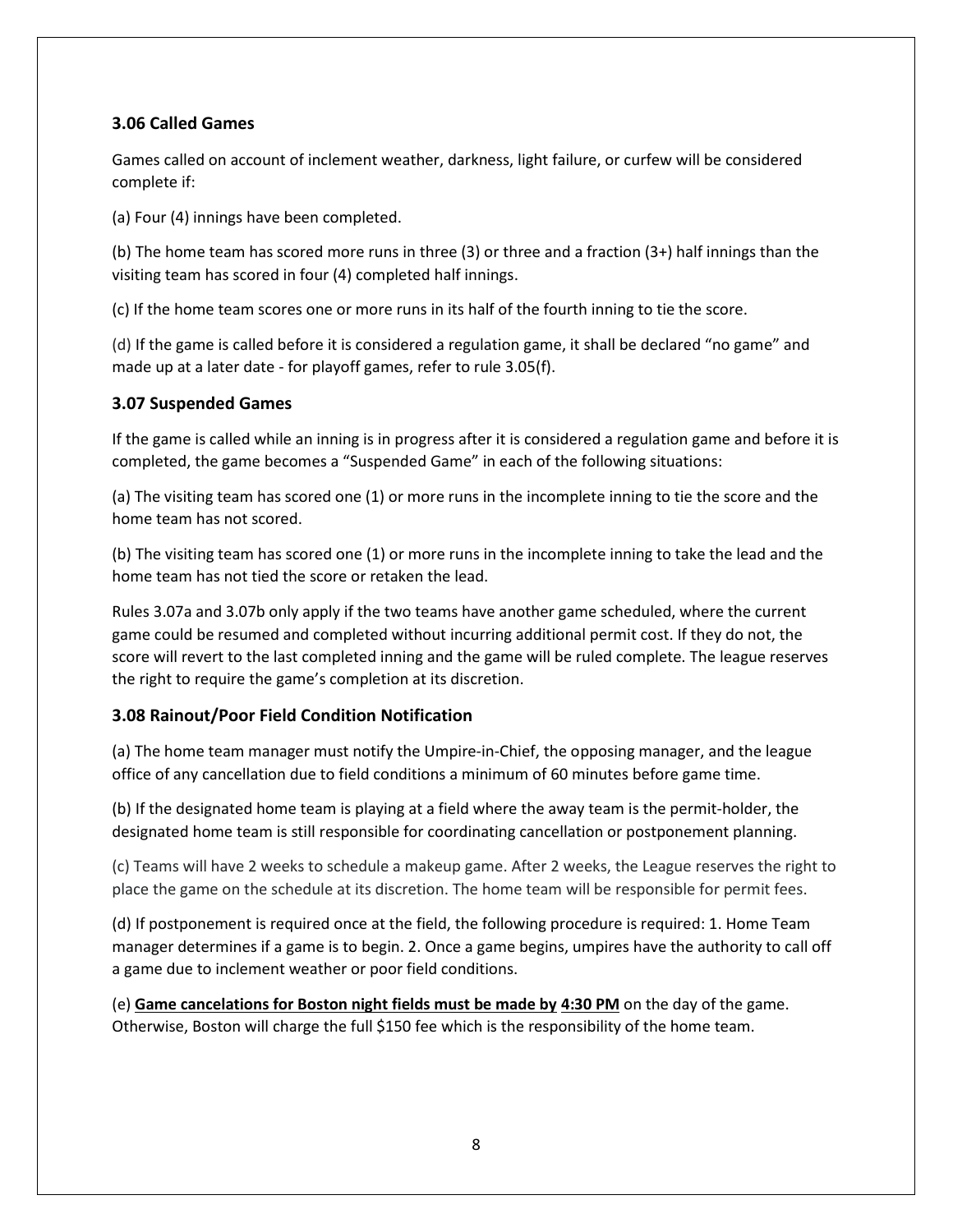### 3.06 Called Games

Games called on account of inclement weather, darkness, light failure, or curfew will be considered complete if:

(a) Four (4) innings have been completed.

(b) The home team has scored more runs in three (3) or three and a fraction (3+) half innings than the visiting team has scored in four (4) completed half innings.

(c) If the home team scores one or more runs in its half of the fourth inning to tie the score.

(d) If the game is called before it is considered a regulation game, it shall be declared "no game" and made up at a later date - for playoff games, refer to rule 3.05(f).

### 3.07 Suspended Games

If the game is called while an inning is in progress after it is considered a regulation game and before it is completed, the game becomes a "Suspended Game" in each of the following situations:

(a) The visiting team has scored one (1) or more runs in the incomplete inning to tie the score and the home team has not scored.

(b) The visiting team has scored one (1) or more runs in the incomplete inning to take the lead and the home team has not tied the score or retaken the lead.

Rules 3.07a and 3.07b only apply if the two teams have another game scheduled, where the current game could be resumed and completed without incurring additional permit cost. If they do not, the score will revert to the last completed inning and the game will be ruled complete. The league reserves the right to require the game's completion at its discretion.

### 3.08 Rainout/Poor Field Condition Notification

(a) The home team manager must notify the Umpire-in-Chief, the opposing manager, and the league office of any cancellation due to field conditions a minimum of 60 minutes before game time.

(b) If the designated home team is playing at a field where the away team is the permit-holder, the designated home team is still responsible for coordinating cancellation or postponement planning.

(c) Teams will have 2 weeks to schedule a makeup game. After 2 weeks, the League reserves the right to place the game on the schedule at its discretion. The home team will be responsible for permit fees.

(d) If postponement is required once at the field, the following procedure is required: 1. Home Team manager determines if a game is to begin. 2. Once a game begins, umpires have the authority to call off a game due to inclement weather or poor field conditions.

(e) **Game cancelations for Boston night fields must be made by 4:30 PM** on the day of the game. Otherwise, Boston will charge the full $150 fee which is the responsibility of the home team.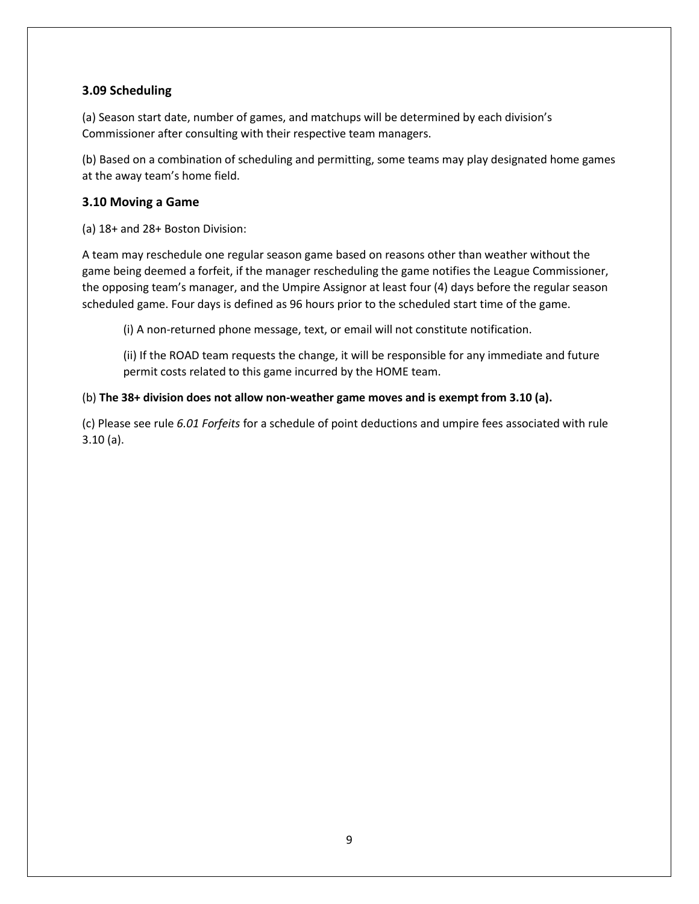### 3.09 Scheduling

(a) Season start date, number of games, and matchups will be determined by each division's Commissioner after consulting with their respective team managers.

(b) Based on a combination of scheduling and permitting, some teams may play designated home games at the away team's home field.

### 3.10 Moving a Game

(a) 18+ and 28+ Boston Division:

A team may reschedule one regular season game based on reasons other than weather without the game being deemed a forfeit, if the manager rescheduling the game notifies the League Commissioner, the opposing team's manager, and the Umpire Assignor at least four (4) days before the regular season scheduled game. Four days is defined as 96 hours prior to the scheduled start time of the game.

> (i) A non-returned phone message, text, or email will not constitute notification.
>
> (ii) If the ROAD team requests the change, it will be responsible for any immediate and future permit costs related to this game incurred by the HOME team.

(b) **The 38+ division does not allow non-weather game moves and is exempt from 3.10 (a).**

(c) Please see rule *6.01 Forfeits* for a schedule of point deductions and umpire fees associated with rule 3.10 (a).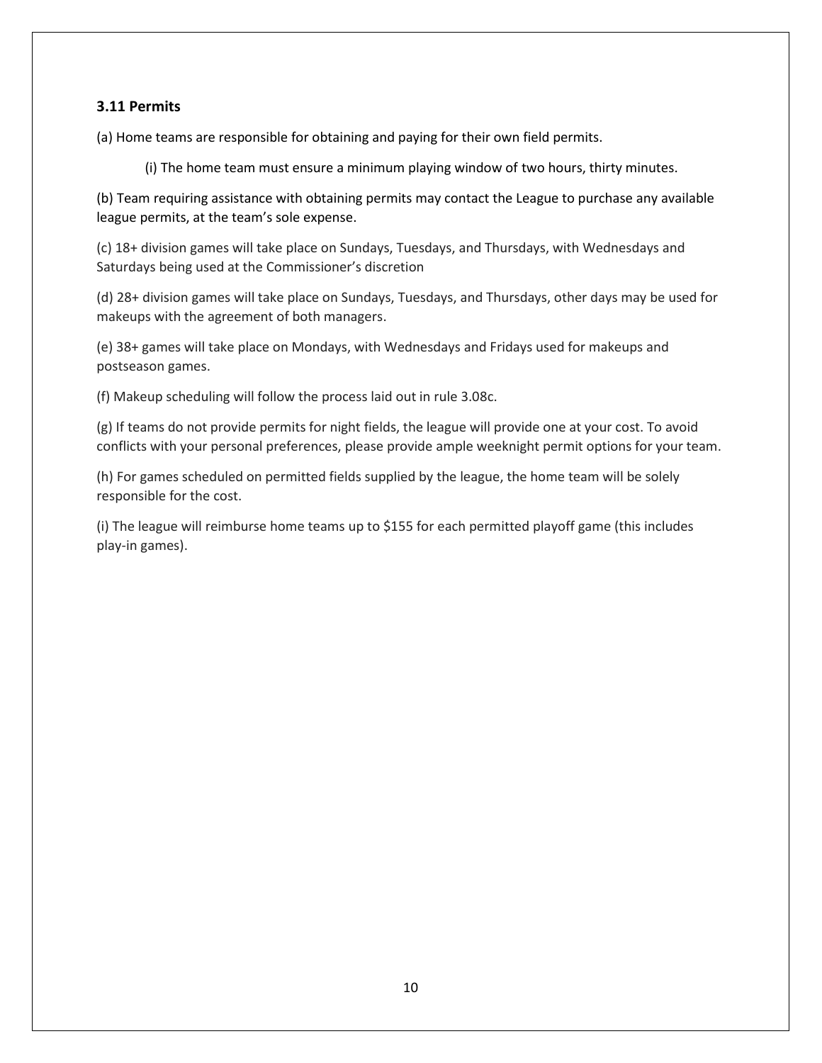### 3.11 Permits

(a) Home teams are responsible for obtaining and paying for their own field permits.

(i) The home team must ensure a minimum playing window of two hours, thirty minutes.

(b) Team requiring assistance with obtaining permits may contact the League to purchase any available league permits, at the team's sole expense.

(c) 18+ division games will take place on Sundays, Tuesdays, and Thursdays, with Wednesdays and Saturdays being used at the Commissioner's discretion

(d) 28+ division games will take place on Sundays, Tuesdays, and Thursdays, other days may be used for makeups with the agreement of both managers.

(e) 38+ games will take place on Mondays, with Wednesdays and Fridays used for makeups and postseason games.

(f) Makeup scheduling will follow the process laid out in rule 3.08c.

(g) If teams do not provide permits for night fields, the league will provide one at your cost. To avoid conflicts with your personal preferences, please provide ample weeknight permit options for your team.

(h) For games scheduled on permitted fields supplied by the league, the home team will be solely responsible for the cost.

(i) The league will reimburse home teams up to $155 for each permitted playoff game (this includes play-in games).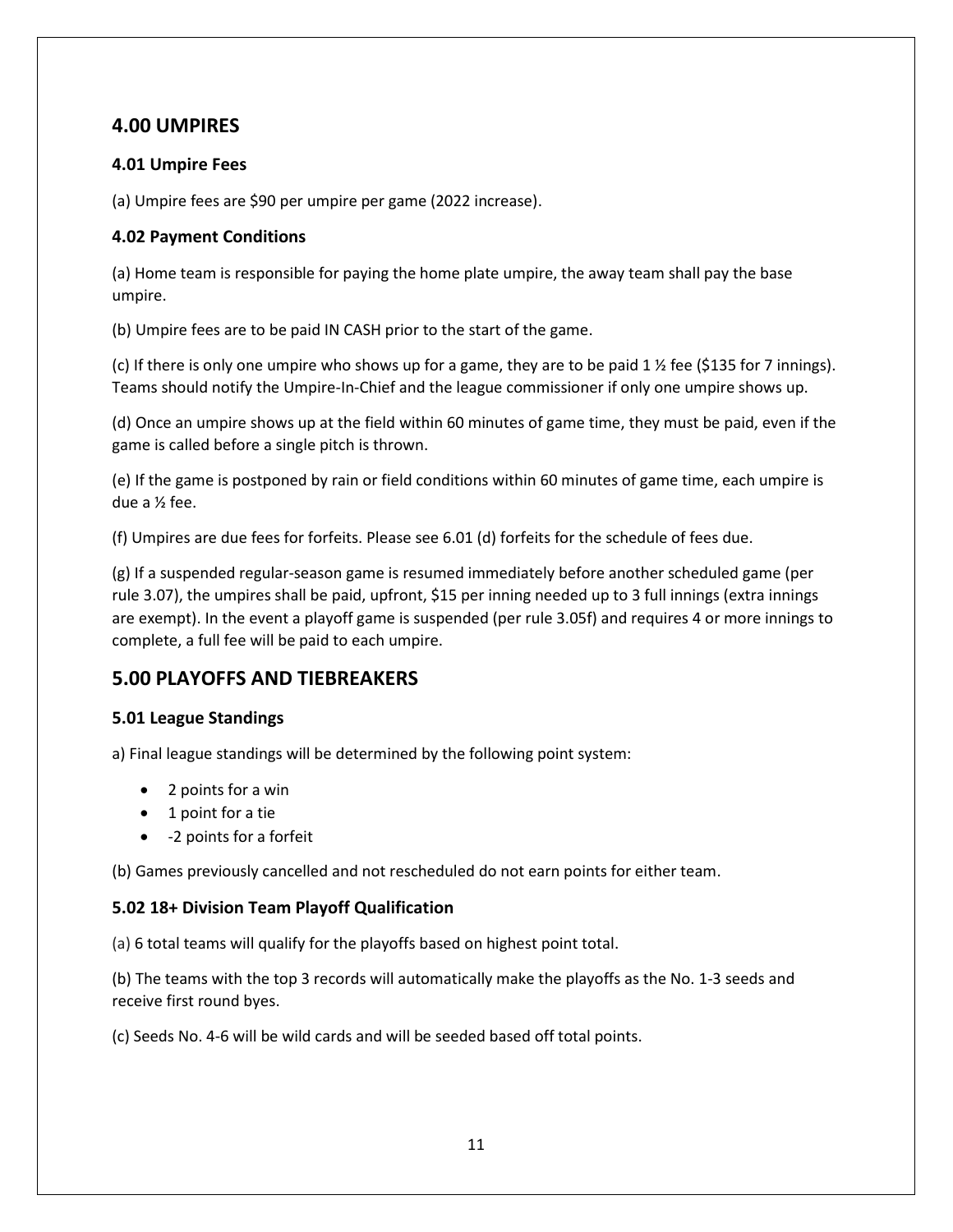## 4.00 UMPIRES

### 4.01 Umpire Fees

(a) Umpire fees are $90 per umpire per game (2022 increase).

### 4.02 Payment Conditions

(a) Home team is responsible for paying the home plate umpire, the away team shall pay the base umpire.

(b) Umpire fees are to be paid IN CASH prior to the start of the game.

(c) If there is only one umpire who shows up for a game, they are to be paid 1 ½ fee ($135 for 7 innings). Teams should notify the Umpire-In-Chief and the league commissioner if only one umpire shows up.

(d) Once an umpire shows up at the field within 60 minutes of game time, they must be paid, even if the game is called before a single pitch is thrown.

(e) If the game is postponed by rain or field conditions within 60 minutes of game time, each umpire is due a ½ fee.

(f) Umpires are due fees for forfeits. Please see 6.01 (d) forfeits for the schedule of fees due.

(g) If a suspended regular-season game is resumed immediately before another scheduled game (per rule 3.07), the umpires shall be paid, upfront, $15 per inning needed up to 3 full innings (extra innings are exempt). In the event a playoff game is suspended (per rule 3.05f) and requires 4 or more innings to complete, a full fee will be paid to each umpire.

## 5.00 PLAYOFFS AND TIEBREAKERS

### 5.01 League Standings

a) Final league standings will be determined by the following point system:

- 2 points for a win
- 1 point for a tie
- -2 points for a forfeit

(b) Games previously cancelled and not rescheduled do not earn points for either team.

### 5.02 18+ Division Team Playoff Qualification

(a) 6 total teams will qualify for the playoffs based on highest point total.

(b) The teams with the top 3 records will automatically make the playoffs as the No. 1-3 seeds and receive first round byes.

(c) Seeds No. 4-6 will be wild cards and will be seeded based off total points.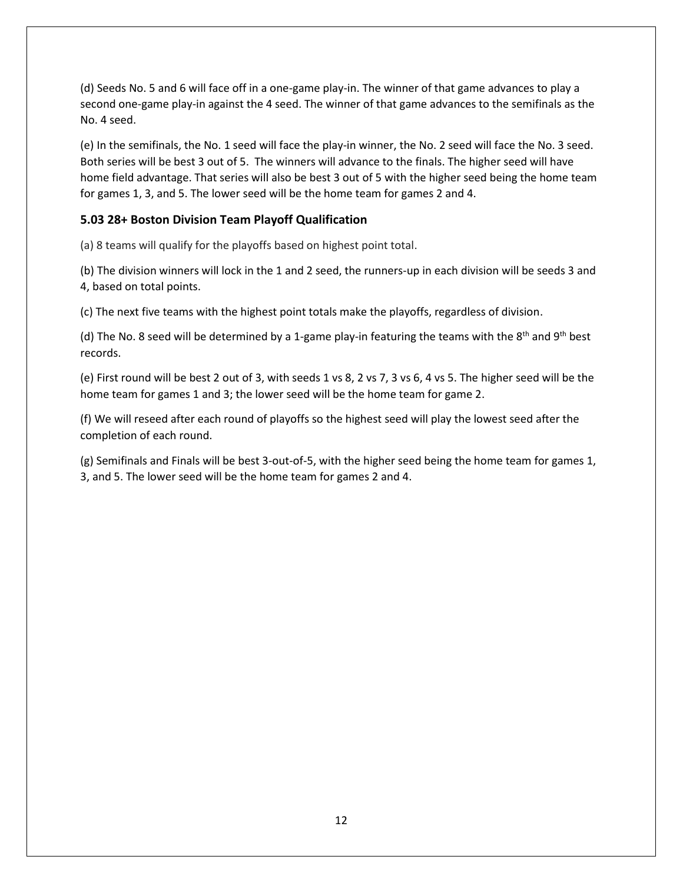(d) Seeds No. 5 and 6 will face off in a one-game play-in. The winner of that game advances to play a second one-game play-in against the 4 seed. The winner of that game advances to the semifinals as the No. 4 seed.

(e) In the semifinals, the No. 1 seed will face the play-in winner, the No. 2 seed will face the No. 3 seed. Both series will be best 3 out of 5. The winners will advance to the finals. The higher seed will have home field advantage. That series will also be best 3 out of 5 with the higher seed being the home team for games 1, 3, and 5. The lower seed will be the home team for games 2 and 4.

### 5.03 28+ Boston Division Team Playoff Qualification

(a) 8 teams will qualify for the playoffs based on highest point total.

(b) The division winners will lock in the 1 and 2 seed, the runners-up in each division will be seeds 3 and 4, based on total points.

(c) The next five teams with the highest point totals make the playoffs, regardless of division.

(d) The No. 8 seed will be determined by a 1-game play-in featuring the teams with the 8th and 9th best records.

(e) First round will be best 2 out of 3, with seeds 1 vs 8, 2 vs 7, 3 vs 6, 4 vs 5. The higher seed will be the home team for games 1 and 3; the lower seed will be the home team for game 2.

(f) We will reseed after each round of playoffs so the highest seed will play the lowest seed after the completion of each round.

(g) Semifinals and Finals will be best 3-out-of-5, with the higher seed being the home team for games 1, 3, and 5. The lower seed will be the home team for games 2 and 4.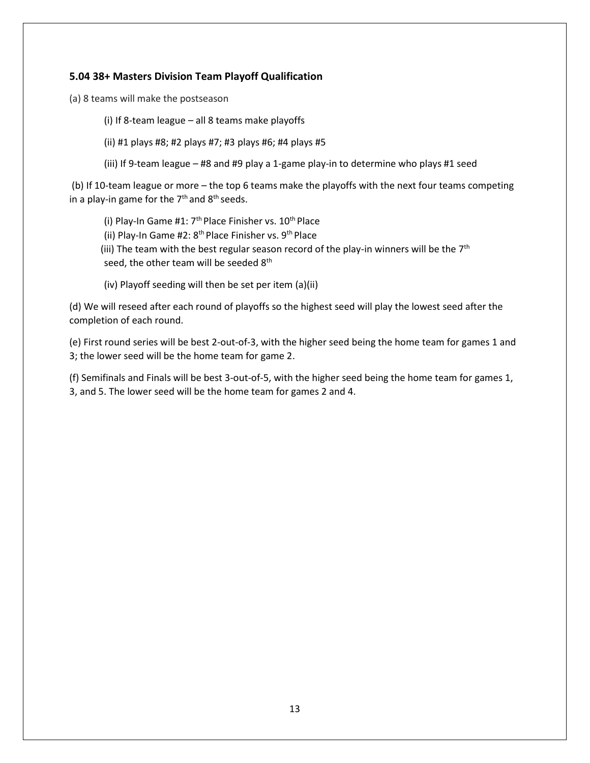### 5.04 38+ Masters Division Team Playoff Qualification

(a) 8 teams will make the postseason

(i) If 8-team league – all 8 teams make playoffs

(ii) #1 plays #8; #2 plays #7; #3 plays #6; #4 plays #5

(iii) If 9-team league – #8 and #9 play a 1-game play-in to determine who plays #1 seed

(b) If 10-team league or more – the top 6 teams make the playoffs with the next four teams competing in a play-in game for the 7th and 8th seeds.

(i) Play-In Game #1: 7th Place Finisher vs. 10th Place

(ii) Play-In Game #2: 8th Place Finisher vs. 9th Place

(iii) The team with the best regular season record of the play-in winners will be the 7th seed, the other team will be seeded 8th

(iv) Playoff seeding will then be set per item (a)(ii)

(d) We will reseed after each round of playoffs so the highest seed will play the lowest seed after the completion of each round.

(e) First round series will be best 2-out-of-3, with the higher seed being the home team for games 1 and 3; the lower seed will be the home team for game 2.

(f) Semifinals and Finals will be best 3-out-of-5, with the higher seed being the home team for games 1, 3, and 5. The lower seed will be the home team for games 2 and 4.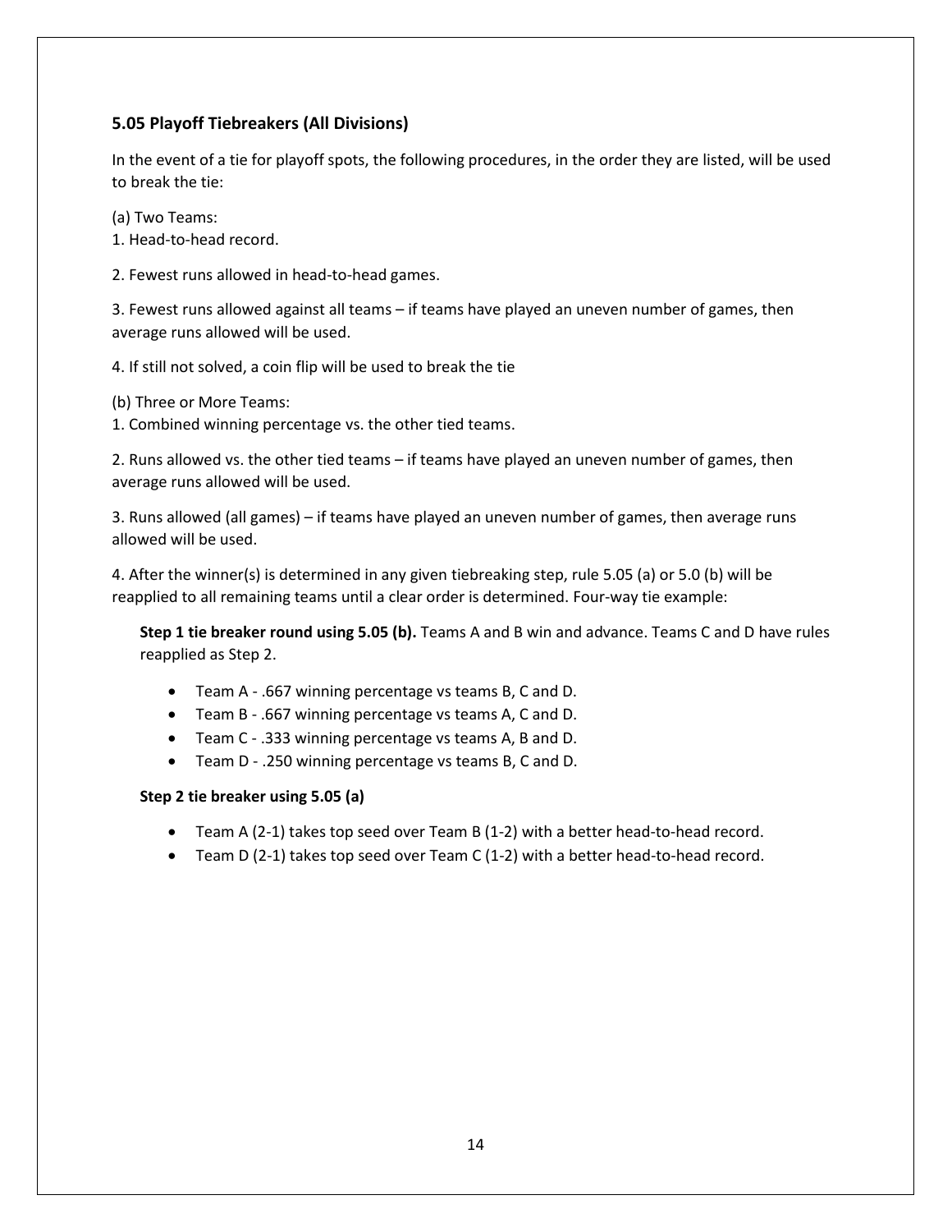### 5.05 Playoff Tiebreakers (All Divisions)

In the event of a tie for playoff spots, the following procedures, in the order they are listed, will be used to break the tie:

(a) Two Teams:
1. Head-to-head record.

2. Fewest runs allowed in head-to-head games.

3. Fewest runs allowed against all teams – if teams have played an uneven number of games, then average runs allowed will be used.

4. If still not solved, a coin flip will be used to break the tie

(b) Three or More Teams:
1. Combined winning percentage vs. the other tied teams.

2. Runs allowed vs. the other tied teams – if teams have played an uneven number of games, then average runs allowed will be used.

3. Runs allowed (all games) – if teams have played an uneven number of games, then average runs allowed will be used.

4. After the winner(s) is determined in any given tiebreaking step, rule 5.05 (a) or 5.0 (b) will be reapplied to all remaining teams until a clear order is determined. Four-way tie example:

> **Step 1 tie breaker round using 5.05 (b).** Teams A and B win and advance. Teams C and D have rules reapplied as Step 2.
>
> - Team A - .667 winning percentage vs teams B, C and D.
> - Team B - .667 winning percentage vs teams A, C and D.
> - Team C - .333 winning percentage vs teams A, B and D.
> - Team D - .250 winning percentage vs teams B, C and D.
>
> **Step 2 tie breaker using 5.05 (a)**
>
> - Team A (2-1) takes top seed over Team B (1-2) with a better head-to-head record.
> - Team D (2-1) takes top seed over Team C (1-2) with a better head-to-head record.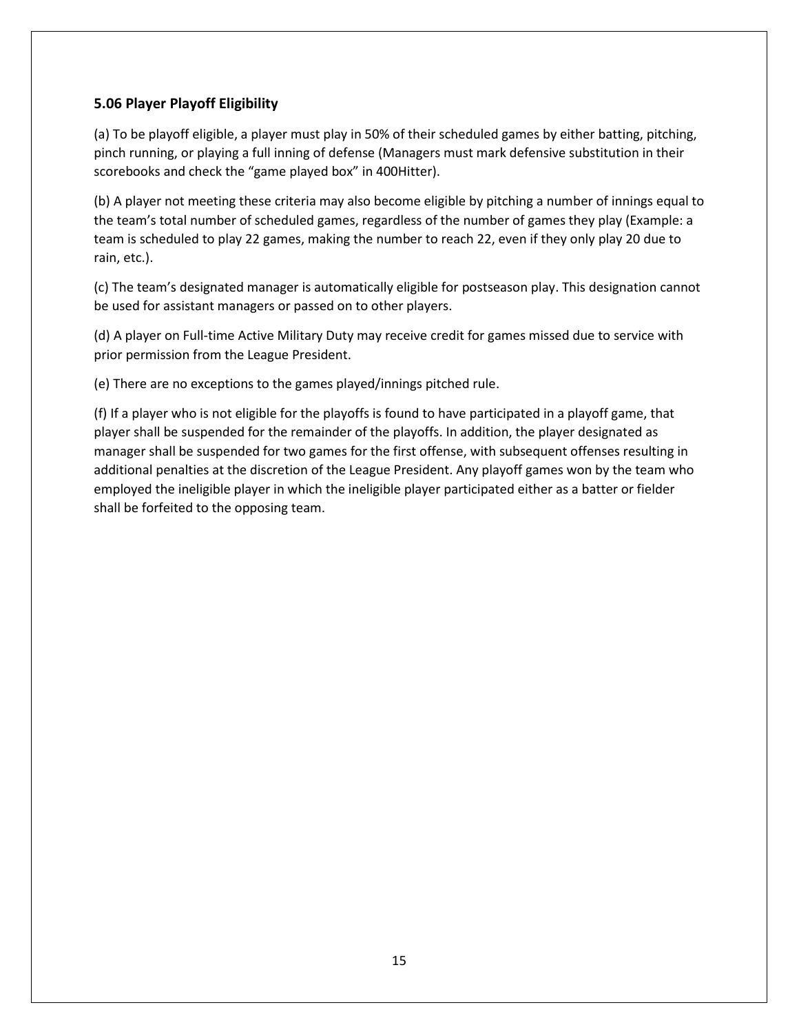### 5.06 Player Playoff Eligibility

(a) To be playoff eligible, a player must play in 50% of their scheduled games by either batting, pitching, pinch running, or playing a full inning of defense (Managers must mark defensive substitution in their scorebooks and check the "game played box" in 400Hitter).

(b) A player not meeting these criteria may also become eligible by pitching a number of innings equal to the team's total number of scheduled games, regardless of the number of games they play (Example: a team is scheduled to play 22 games, making the number to reach 22, even if they only play 20 due to rain, etc.).

(c) The team's designated manager is automatically eligible for postseason play. This designation cannot be used for assistant managers or passed on to other players.

(d) A player on Full-time Active Military Duty may receive credit for games missed due to service with prior permission from the League President.

(e) There are no exceptions to the games played/innings pitched rule.

(f) If a player who is not eligible for the playoffs is found to have participated in a playoff game, that player shall be suspended for the remainder of the playoffs. In addition, the player designated as manager shall be suspended for two games for the first offense, with subsequent offenses resulting in additional penalties at the discretion of the League President. Any playoff games won by the team who employed the ineligible player in which the ineligible player participated either as a batter or fielder shall be forfeited to the opposing team.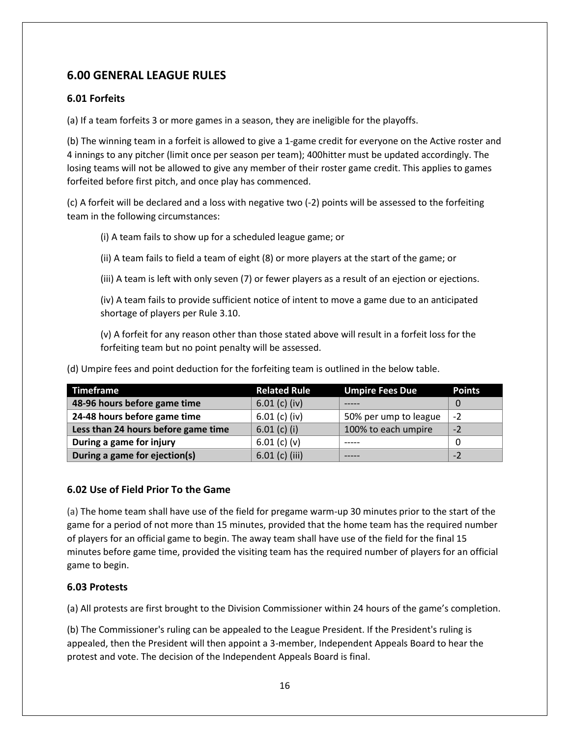## 6.00 GENERAL LEAGUE RULES

### 6.01 Forfeits

(a) If a team forfeits 3 or more games in a season, they are ineligible for the playoffs.

(b) The winning team in a forfeit is allowed to give a 1-game credit for everyone on the Active roster and 4 innings to any pitcher (limit once per season per team); 400hitter must be updated accordingly. The losing teams will not be allowed to give any member of their roster game credit. This applies to games forfeited before first pitch, and once play has commenced.

(c) A forfeit will be declared and a loss with negative two (-2) points will be assessed to the forfeiting team in the following circumstances:

(i) A team fails to show up for a scheduled league game; or

(ii) A team fails to field a team of eight (8) or more players at the start of the game; or

(iii) A team is left with only seven (7) or fewer players as a result of an ejection or ejections.

(iv) A team fails to provide sufficient notice of intent to move a game due to an anticipated shortage of players per Rule 3.10.

(v) A forfeit for any reason other than those stated above will result in a forfeit loss for the forfeiting team but no point penalty will be assessed.

(d) Umpire fees and point deduction for the forfeiting team is outlined in the below table.

| Timeframe | Related Rule | Umpire Fees Due | Points |
|---|---|---|---|
| **48-96 hours before game time** | 6.01 (c) (iv) | ----- | 0 |
| **24-48 hours before game time** | 6.01 (c) (iv) | 50% per ump to league | -2 |
| **Less than 24 hours before game time** | 6.01 (c) (i) | 100% to each umpire | -2 |
| **During a game for injury** | 6.01 (c) (v) | ----- | 0 |
| **During a game for ejection(s)** | 6.01 (c) (iii) | ----- | -2 |

### 6.02 Use of Field Prior To the Game

(a) The home team shall have use of the field for pregame warm-up 30 minutes prior to the start of the game for a period of not more than 15 minutes, provided that the home team has the required number of players for an official game to begin. The away team shall have use of the field for the final 15 minutes before game time, provided the visiting team has the required number of players for an official game to begin.

### 6.03 Protests

(a) All protests are first brought to the Division Commissioner within 24 hours of the game's completion.

(b) The Commissioner's ruling can be appealed to the League President. If the President's ruling is appealed, then the President will then appoint a 3-member, Independent Appeals Board to hear the protest and vote. The decision of the Independent Appeals Board is final.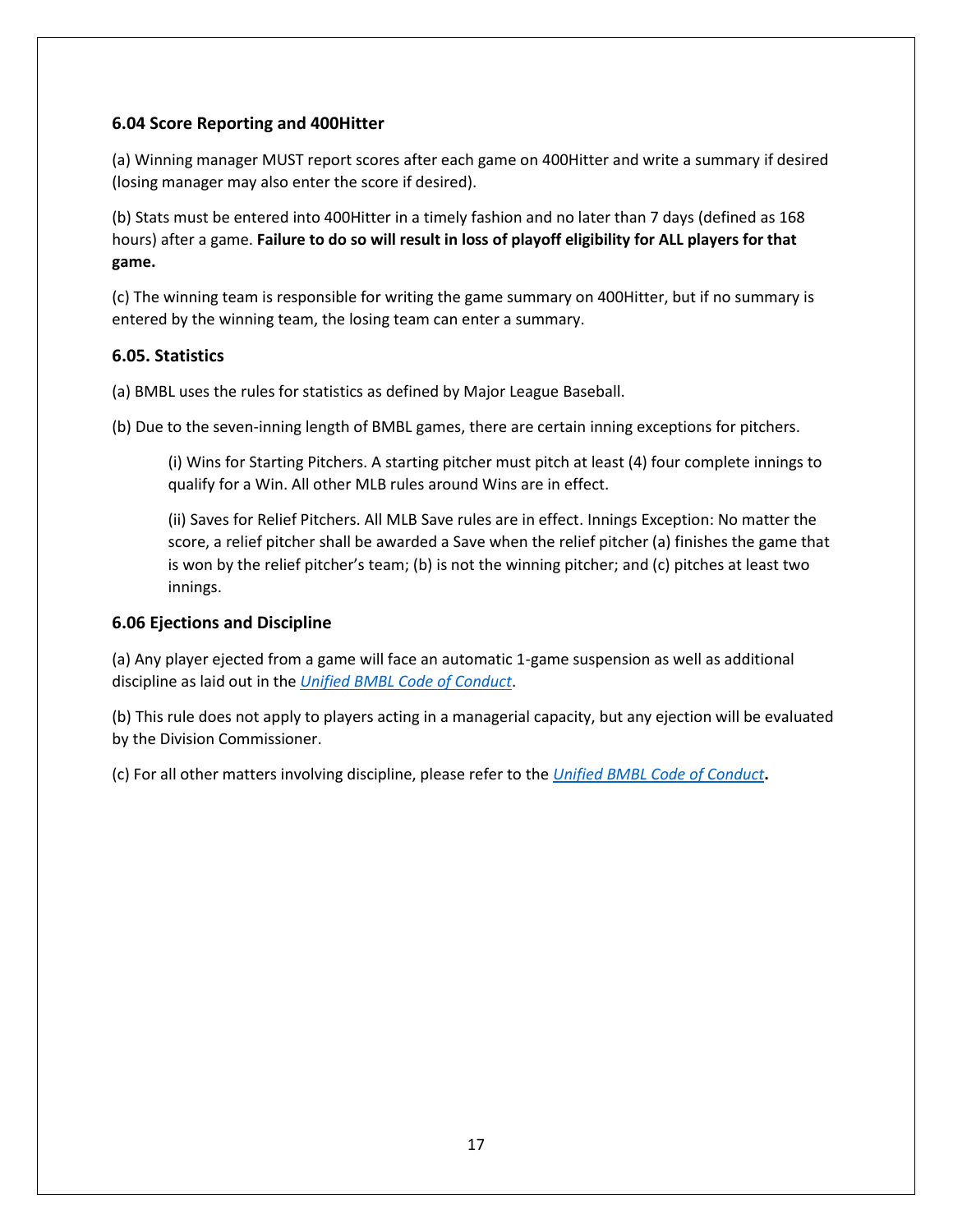### 6.04 Score Reporting and 400Hitter

(a) Winning manager MUST report scores after each game on 400Hitter and write a summary if desired (losing manager may also enter the score if desired).

(b) Stats must be entered into 400Hitter in a timely fashion and no later than 7 days (defined as 168 hours) after a game. **Failure to do so will result in loss of playoff eligibility for ALL players for that game.**

(c) The winning team is responsible for writing the game summary on 400Hitter, but if no summary is entered by the winning team, the losing team can enter a summary.

### 6.05. Statistics

(a) BMBL uses the rules for statistics as defined by Major League Baseball.

(b) Due to the seven-inning length of BMBL games, there are certain inning exceptions for pitchers.

> (i) Wins for Starting Pitchers. A starting pitcher must pitch at least (4) four complete innings to qualify for a Win. All other MLB rules around Wins are in effect.
>
> (ii) Saves for Relief Pitchers. All MLB Save rules are in effect. Innings Exception: No matter the score, a relief pitcher shall be awarded a Save when the relief pitcher (a) finishes the game that is won by the relief pitcher's team; (b) is not the winning pitcher; and (c) pitches at least two innings.

### 6.06 Ejections and Discipline

(a) Any player ejected from a game will face an automatic 1-game suspension as well as additional discipline as laid out in the *Unified BMBL Code of Conduct*.

(b) This rule does not apply to players acting in a managerial capacity, but any ejection will be evaluated by the Division Commissioner.

(c) For all other matters involving discipline, please refer to the *Unified BMBL Code of Conduct*.